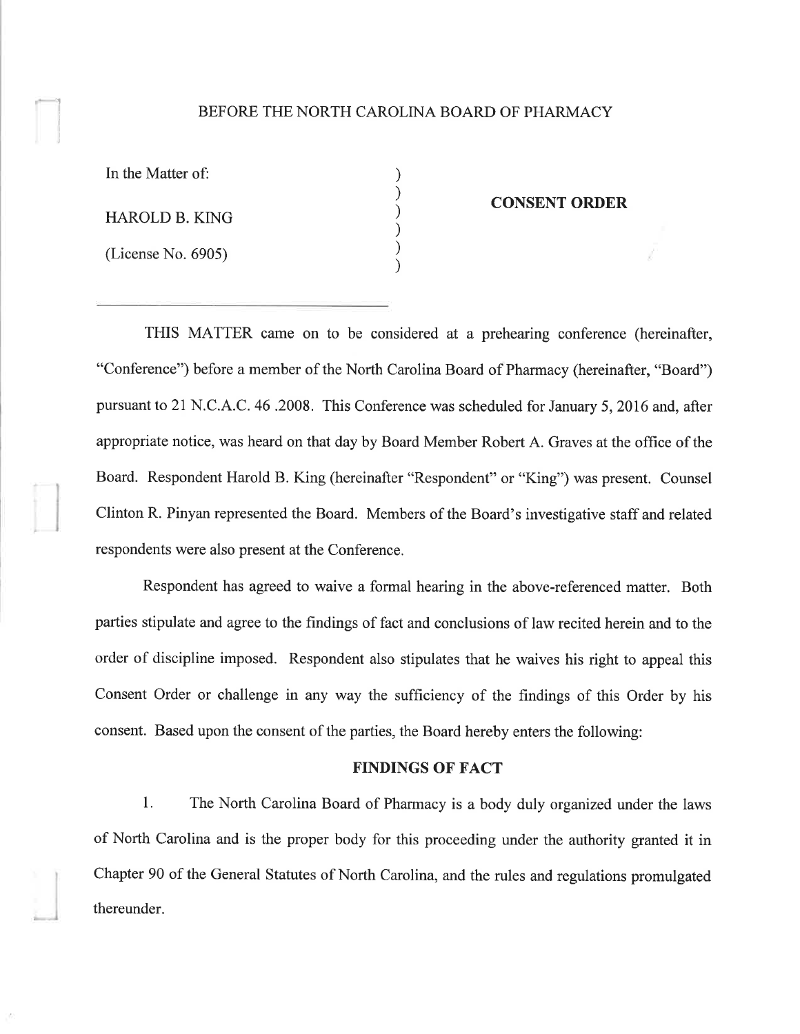BEFORE THE NORTH CAROLINA BOARD OF PHARMACY

In the Matter of:

HAROLD B. KING

(License No. 6905)

**CONSENT ORDER**

THIS MATTER came on to be considered at a prehearing conference (hereinafter, "Conference") before a member of the North Carolina Board of Pharmacy (hereinafter, "Board") pursuant to 21 N.C.A.C. 46 .2008. This Conference was scheduled for January 5, 2016 and, after appropriate notice, was heard on that day by Board Member Robert A. Graves at the office of the Board. Respondent Harold B. King (hereinafter "Respondent" or "King") was present. Counsel Clinton R. Pinyan represented the Board. Members of the Board's investigative staff and related respondents were also present at the Conference.

Respondent has agreed to waive a formal hearing in the above-referenced matter. Both parties stipulate and agree to the findings of fact and conclusions of law recited herein and to the order of discipline imposed. Respondent also stipulates that he waives his right to appeal this Consent Order or challenge in any way the sufficiency of the findings of this Order by his consent. Based upon the consent of the parties, the Board hereby enters the following:

**FINDINGS OF FACT**

1. The North Carolina Board of Pharmacy is a body duly organized under the laws of North Carolina and is the proper body for this proceeding under the authority granted it in Chapter 90 of the General Statutes of North Carolina, and the rules and regulations promulgated thereunder.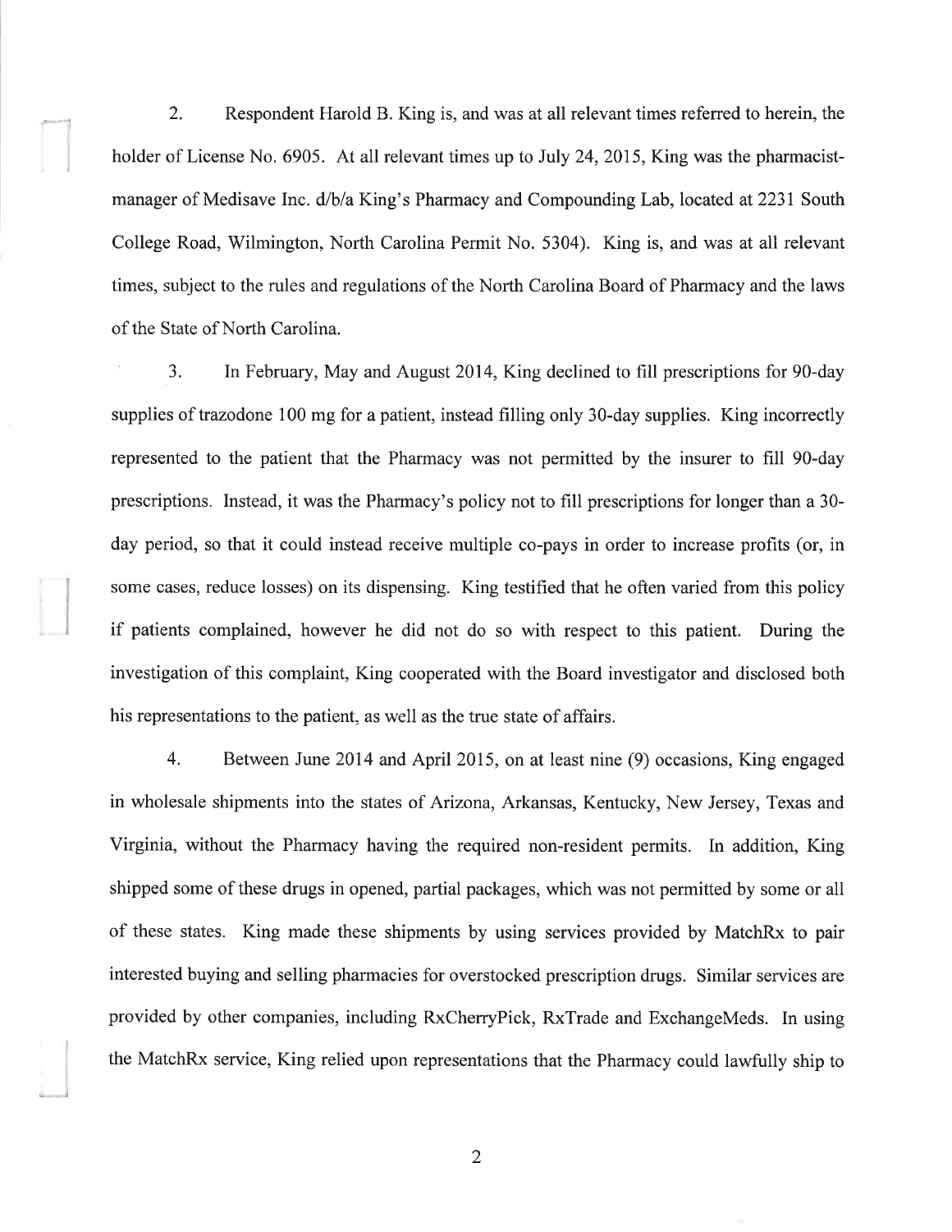2. Respondent Harold B. King is, and was at all relevant times referred to herein, the holder of License No. 6905. At all relevant times up to July 24, 2015, King was the pharmacist-manager of Medisave Inc. d/b/a King's Pharmacy and Compounding Lab, located at 2231 South College Road, Wilmington, North Carolina Permit No. 5304). King is, and was at all relevant times, subject to the rules and regulations of the North Carolina Board of Pharmacy and the laws of the State of North Carolina.

3. In February, May and August 2014, King declined to fill prescriptions for 90-day supplies of trazodone 100 mg for a patient, instead filling only 30-day supplies. King incorrectly represented to the patient that the Pharmacy was not permitted by the insurer to fill 90-day prescriptions. Instead, it was the Pharmacy's policy not to fill prescriptions for longer than a 30-day period, so that it could instead receive multiple co-pays in order to increase profits (or, in some cases, reduce losses) on its dispensing. King testified that he often varied from this policy if patients complained, however he did not do so with respect to this patient. During the investigation of this complaint, King cooperated with the Board investigator and disclosed both his representations to the patient, as well as the true state of affairs.

4. Between June 2014 and April 2015, on at least nine (9) occasions, King engaged in wholesale shipments into the states of Arizona, Arkansas, Kentucky, New Jersey, Texas and Virginia, without the Pharmacy having the required non-resident permits. In addition, King shipped some of these drugs in opened, partial packages, which was not permitted by some or all of these states. King made these shipments by using services provided by MatchRx to pair interested buying and selling pharmacies for overstocked prescription drugs. Similar services are provided by other companies, including RxCherryPick, RxTrade and ExchangeMeds. In using the MatchRx service, King relied upon representations that the Pharmacy could lawfully ship to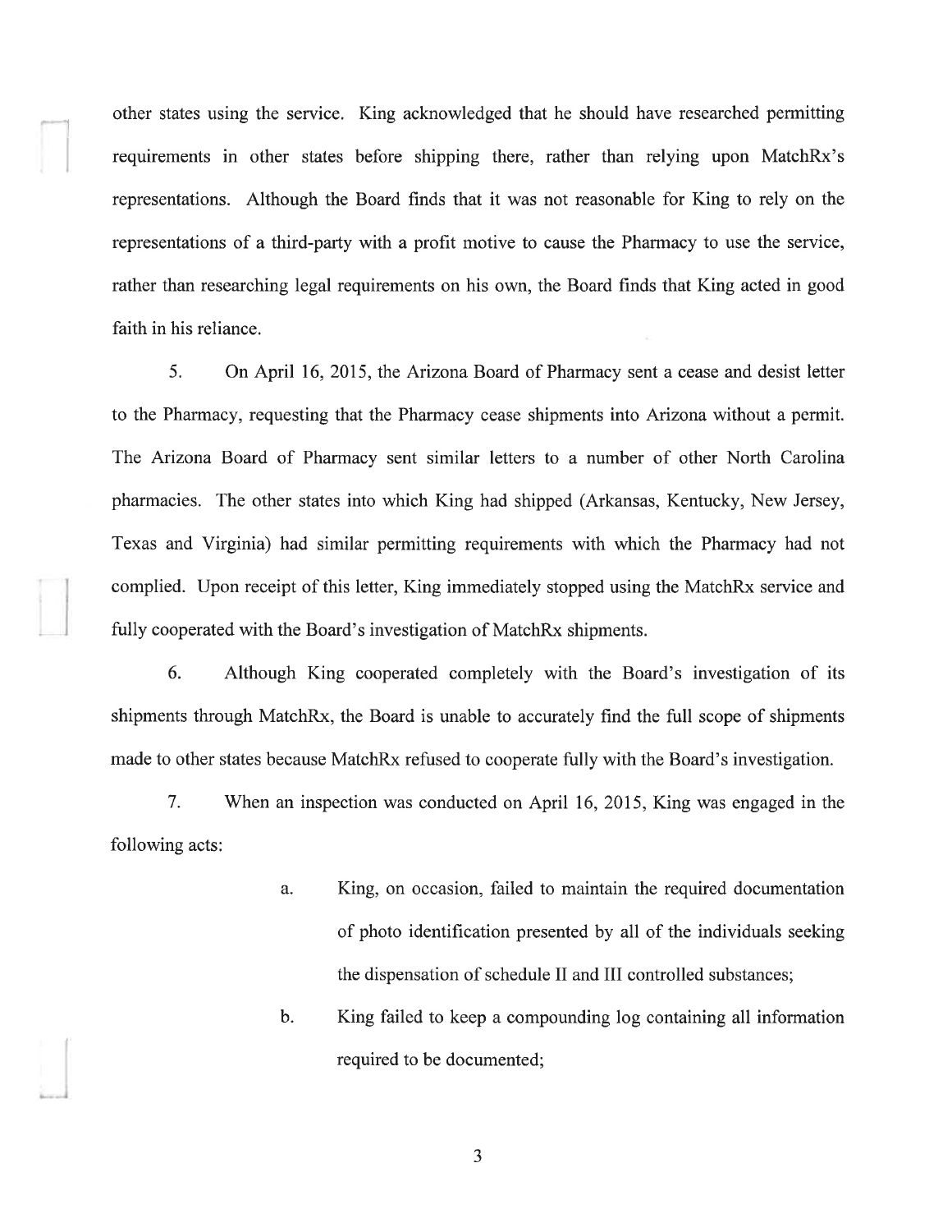other states using the service. King acknowledged that he should have researched permitting requirements in other states before shipping there, rather than relying upon MatchRx's representations. Although the Board finds that it was not reasonable for King to rely on the representations of a third-party with a profit motive to cause the Pharmacy to use the service, rather than researching legal requirements on his own, the Board finds that King acted in good faith in his reliance.

5. On April 16, 2015, the Arizona Board of Pharmacy sent a cease and desist letter to the Pharmacy, requesting that the Pharmacy cease shipments into Arizona without a permit. The Arizona Board of Pharmacy sent similar letters to a number of other North Carolina pharmacies. The other states into which King had shipped (Arkansas, Kentucky, New Jersey, Texas and Virginia) had similar permitting requirements with which the Pharmacy had not complied. Upon receipt of this letter, King immediately stopped using the MatchRx service and fully cooperated with the Board's investigation of MatchRx shipments.

6. Although King cooperated completely with the Board's investigation of its shipments through MatchRx, the Board is unable to accurately find the full scope of shipments made to other states because MatchRx refused to cooperate fully with the Board's investigation.

7. When an inspection was conducted on April 16, 2015, King was engaged in the following acts:

   a. King, on occasion, failed to maintain the required documentation of photo identification presented by all of the individuals seeking the dispensation of schedule II and III controlled substances;

   b. King failed to keep a compounding log containing all information required to be documented;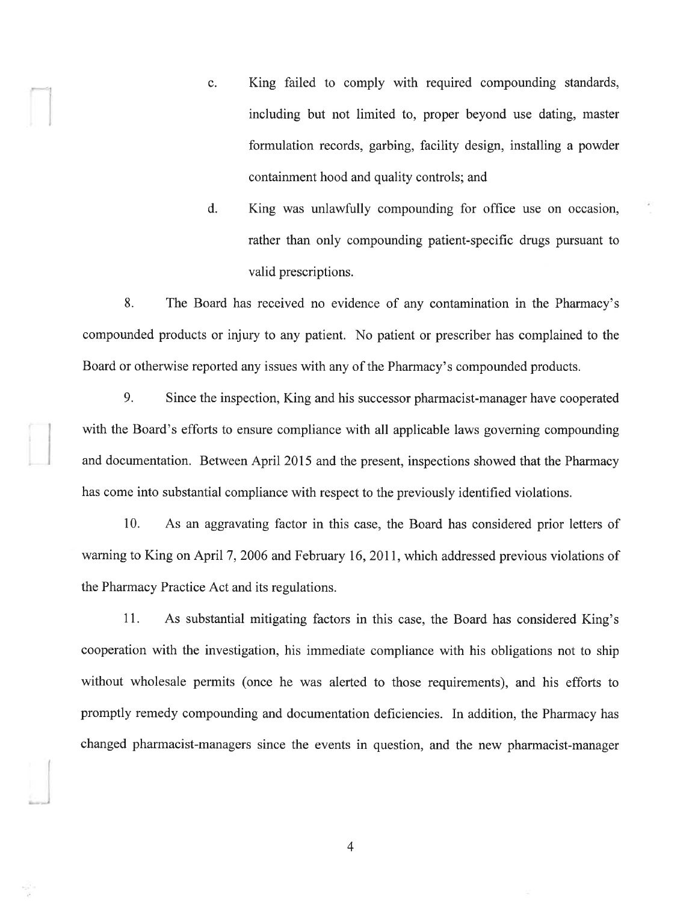c. King failed to comply with required compounding standards, including but not limited to, proper beyond use dating, master formulation records, garbing, facility design, installing a powder containment hood and quality controls; and

d. King was unlawfully compounding for office use on occasion, rather than only compounding patient-specific drugs pursuant to valid prescriptions.

8. The Board has received no evidence of any contamination in the Pharmacy's compounded products or injury to any patient. No patient or prescriber has complained to the Board or otherwise reported any issues with any of the Pharmacy's compounded products.

9. Since the inspection, King and his successor pharmacist-manager have cooperated with the Board's efforts to ensure compliance with all applicable laws governing compounding and documentation. Between April 2015 and the present, inspections showed that the Pharmacy has come into substantial compliance with respect to the previously identified violations.

10. As an aggravating factor in this case, the Board has considered prior letters of warning to King on April 7, 2006 and February 16, 2011, which addressed previous violations of the Pharmacy Practice Act and its regulations.

11. As substantial mitigating factors in this case, the Board has considered King's cooperation with the investigation, his immediate compliance with his obligations not to ship without wholesale permits (once he was alerted to those requirements), and his efforts to promptly remedy compounding and documentation deficiencies. In addition, the Pharmacy has changed pharmacist-managers since the events in question, and the new pharmacist-manager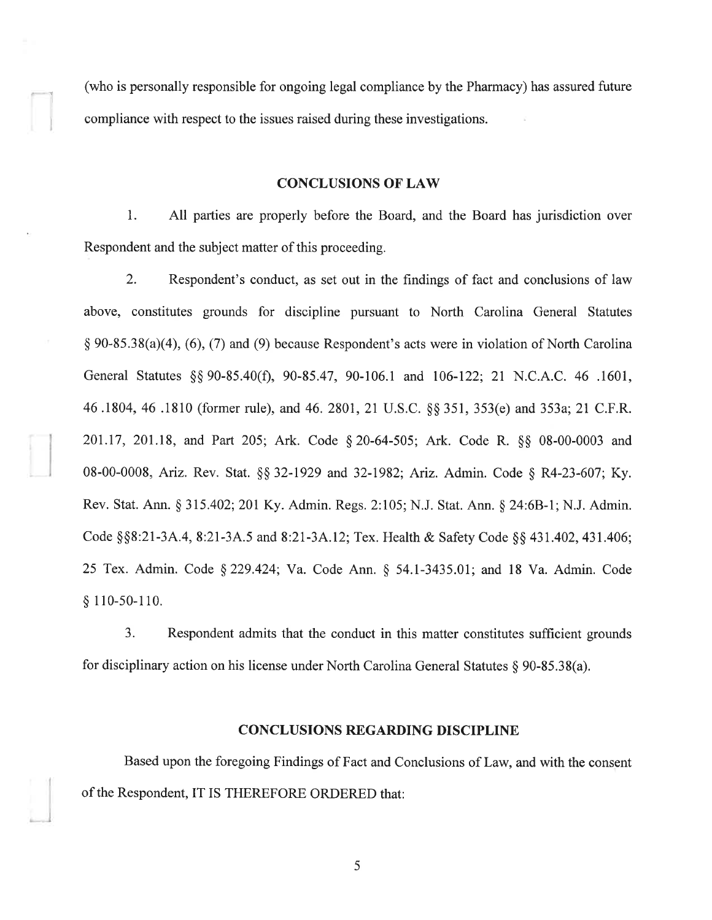(who is personally responsible for ongoing legal compliance by the Pharmacy) has assured future compliance with respect to the issues raised during these investigations.

## CONCLUSIONS OF LAW

1. All parties are properly before the Board, and the Board has jurisdiction over Respondent and the subject matter of this proceeding.

2. Respondent's conduct, as set out in the findings of fact and conclusions of law above, constitutes grounds for discipline pursuant to North Carolina General Statutes § 90-85.38(a)(4), (6), (7) and (9) because Respondent's acts were in violation of North Carolina General Statutes §§ 90-85.40(f), 90-85.47, 90-106.1 and 106-122; 21 N.C.A.C. 46 .1601, 46 .1804, 46 .1810 (former rule), and 46. 2801, 21 U.S.C. §§ 351, 353(e) and 353a; 21 C.F.R. 201.17, 201.18, and Part 205; Ark. Code § 20-64-505; Ark. Code R. §§ 08-00-0003 and 08-00-0008, Ariz. Rev. Stat. §§ 32-1929 and 32-1982; Ariz. Admin. Code § R4-23-607; Ky. Rev. Stat. Ann. § 315.402; 201 Ky. Admin. Regs. 2:105; N.J. Stat. Ann. § 24:6B-1; N.J. Admin. Code §§8:21-3A.4, 8:21-3A.5 and 8:21-3A.12; Tex. Health & Safety Code §§ 431.402, 431.406; 25 Tex. Admin. Code § 229.424; Va. Code Ann. § 54.1-3435.01; and 18 Va. Admin. Code § 110-50-110.

3. Respondent admits that the conduct in this matter constitutes sufficient grounds for disciplinary action on his license under North Carolina General Statutes § 90-85.38(a).

## CONCLUSIONS REGARDING DISCIPLINE

Based upon the foregoing Findings of Fact and Conclusions of Law, and with the consent of the Respondent, IT IS THEREFORE ORDERED that: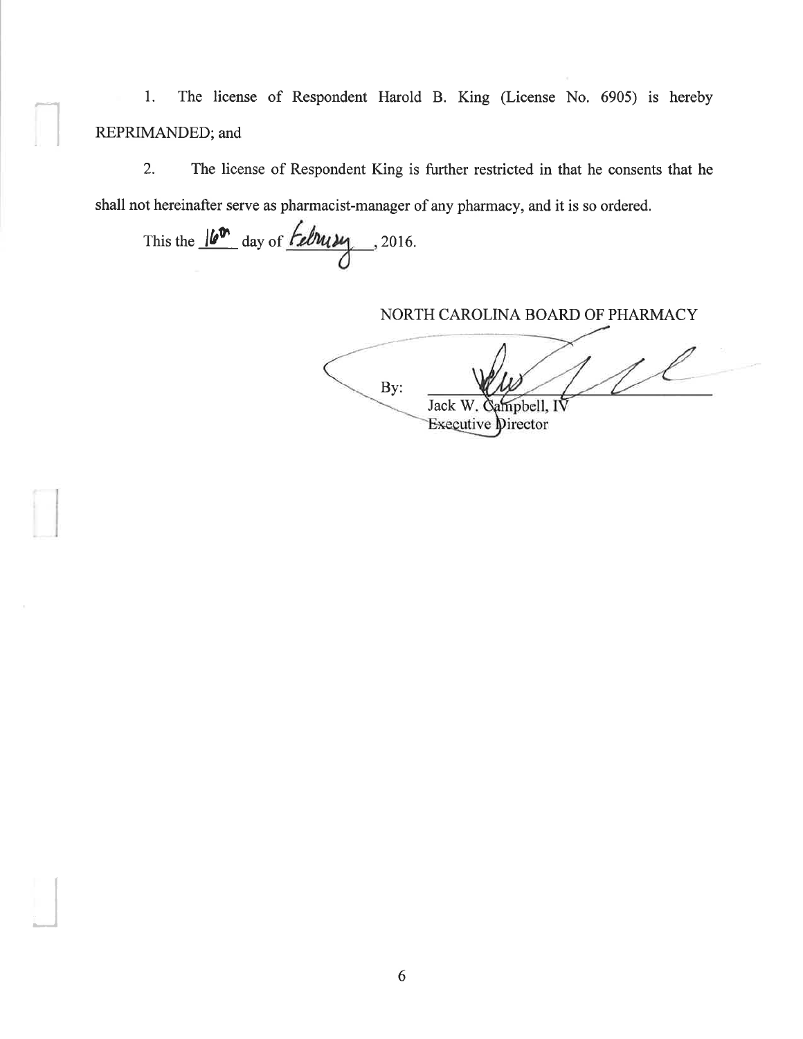1. The license of Respondent Harold B. King (License No. 6905) is hereby REPRIMANDED; and

2. The license of Respondent King is further restricted in that he consents that he shall not hereinafter serve as pharmacist-manager of any pharmacy, and it is so ordered.

This the 16th day of February, 2016.

NORTH CAROLINA BOARD OF PHARMACY

By: ______________________________

Jack W. Campbell, IV
Executive Director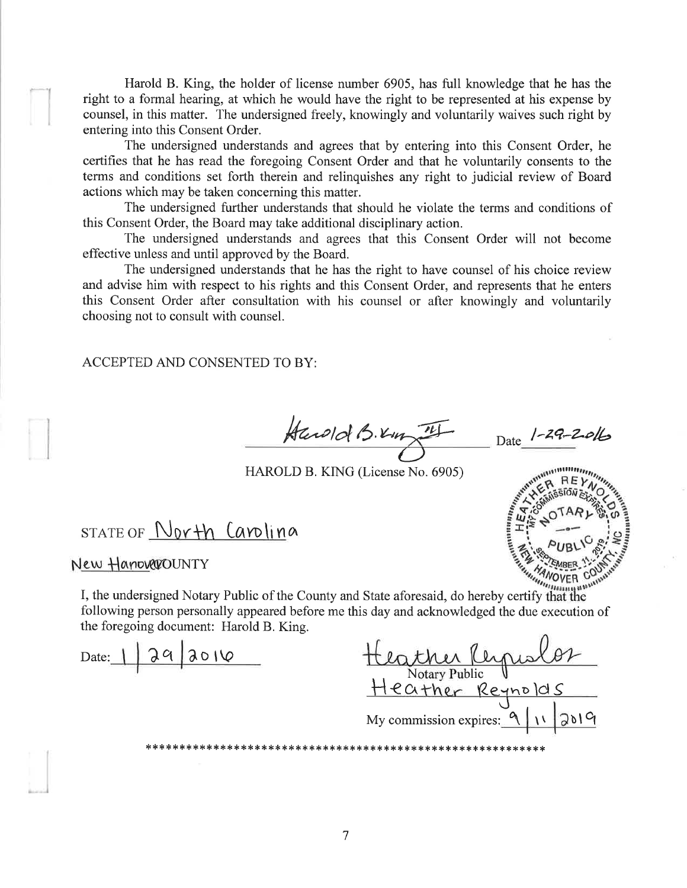Harold B. King, the holder of license number 6905, has full knowledge that he has the right to a formal hearing, at which he would have the right to be represented at his expense by counsel, in this matter. The undersigned freely, knowingly and voluntarily waives such right by entering into this Consent Order.

The undersigned understands and agrees that by entering into this Consent Order, he certifies that he has read the foregoing Consent Order and that he voluntarily consents to the terms and conditions set forth therein and relinquishes any right to judicial review of Board actions which may be taken concerning this matter.

The undersigned further understands that should he violate the terms and conditions of this Consent Order, the Board may take additional disciplinary action.

The undersigned understands and agrees that this Consent Order will not become effective unless and until approved by the Board.

The undersigned understands that he has the right to have counsel of his choice review and advise him with respect to his rights and this Consent Order, and represents that he enters this Consent Order after consultation with his counsel or after knowingly and voluntarily choosing not to consult with counsel.

ACCEPTED AND CONSENTED TO BY:

Harold B. King III    Date 1-29-2016

HAROLD B. KING (License No. 6905)

STATE OF North Carolina

New Hanover COUNTY

I, the undersigned Notary Public of the County and State aforesaid, do hereby certify that the following person personally appeared before me this day and acknowledged the due execution of the foregoing document: Harold B. King.

Date: 1/29/2016

Heather Reynolds
Notary Public
Heather Reynolds

My commission expires: 9/11/2019

***************************************************************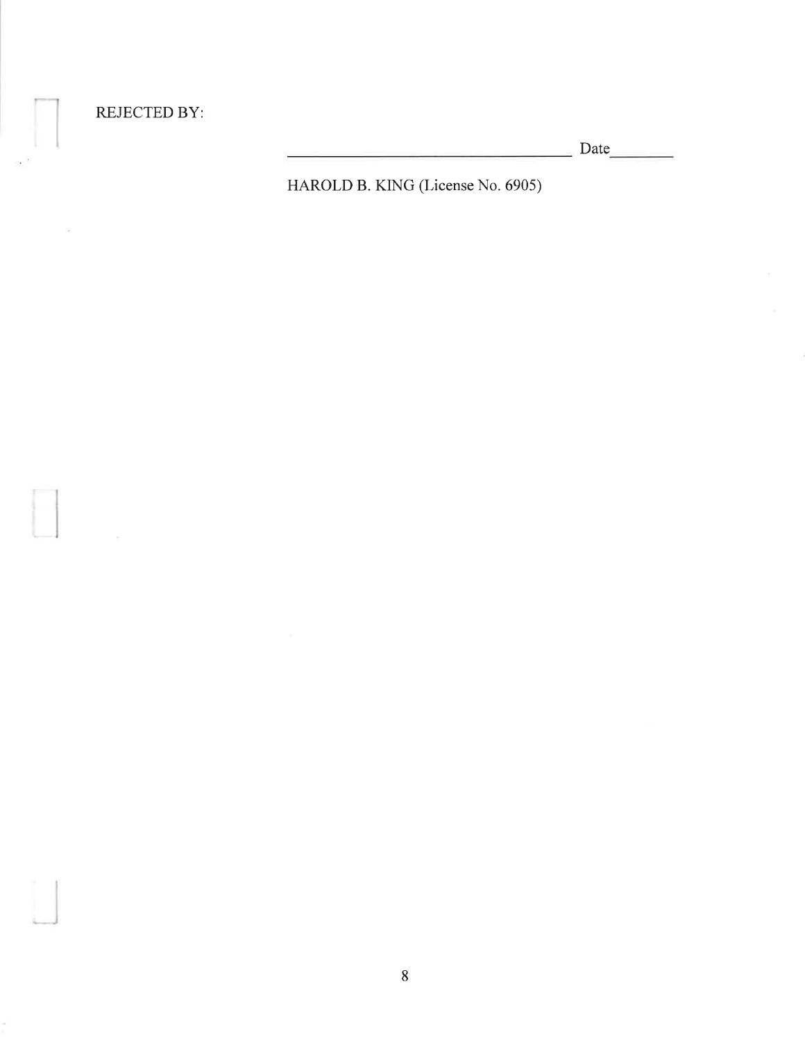REJECTED BY:

\_\_\_\_\_\_\_\_\_\_\_\_\_\_\_\_\_\_\_\_\_\_\_\_\_\_\_\_\_\_\_\_\_\_\_\_ Date\_\_\_\_\_\_\_\_

HAROLD B. KING (License No. 6905)